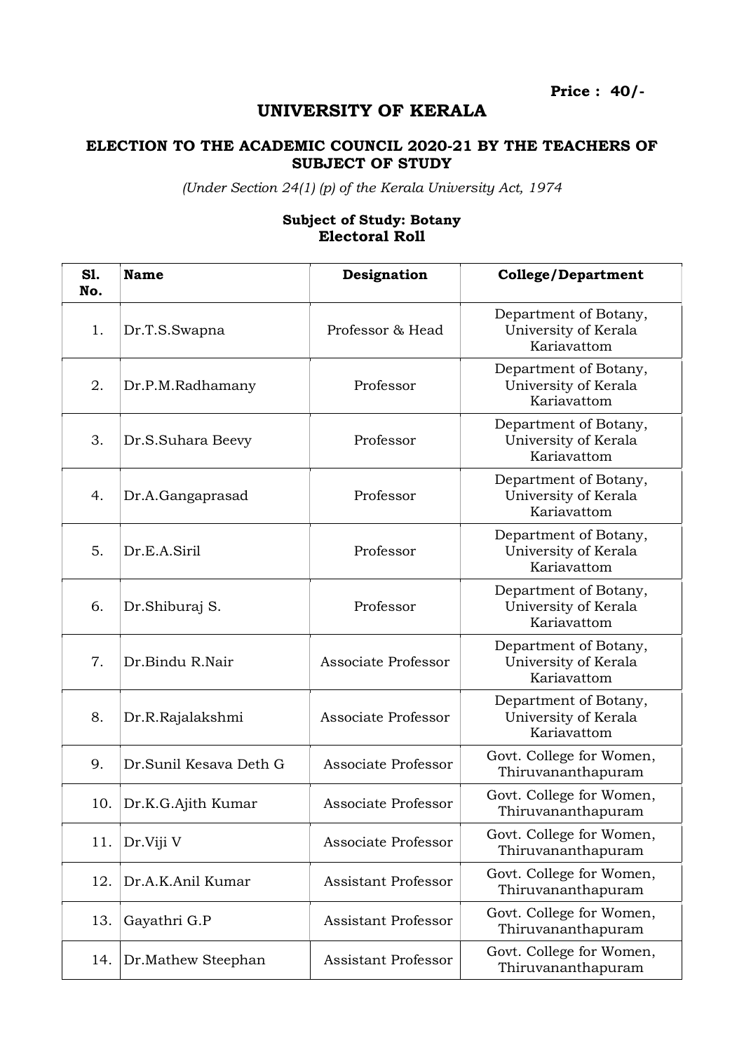**Price : 40/-**

# UNIVERSITY OF KERALA

## ELECTION TO THE ACADEMIC COUNCIL 2020-21 BY THE TEACHERS OF SUBJECT OF STUDY

*(Under Section 24(1) (p) of the Kerala University Act, 1974*

**Subject of Study: Botany**
**Electoral Roll**

| Sl. No. | Name | Designation | College/Department |
|---|---|---|---|
| 1. | Dr.T.S.Swapna | Professor & Head | Department of Botany, University of Kerala Kariavattom |
| 2. | Dr.P.M.Radhamany | Professor | Department of Botany, University of Kerala Kariavattom |
| 3. | Dr.S.Suhara Beevy | Professor | Department of Botany, University of Kerala Kariavattom |
| 4. | Dr.A.Gangaprasad | Professor | Department of Botany, University of Kerala Kariavattom |
| 5. | Dr.E.A.Siril | Professor | Department of Botany, University of Kerala Kariavattom |
| 6. | Dr.Shiburaj S. | Professor | Department of Botany, University of Kerala Kariavattom |
| 7. | Dr.Bindu R.Nair | Associate Professor | Department of Botany, University of Kerala Kariavattom |
| 8. | Dr.R.Rajalakshmi | Associate Professor | Department of Botany, University of Kerala Kariavattom |
| 9. | Dr.Sunil Kesava Deth G | Associate Professor | Govt. College for Women, Thiruvananthapuram |
| 10. | Dr.K.G.Ajith Kumar | Associate Professor | Govt. College for Women, Thiruvananthapuram |
| 11. | Dr.Viji V | Associate Professor | Govt. College for Women, Thiruvananthapuram |
| 12. | Dr.A.K.Anil Kumar | Assistant Professor | Govt. College for Women, Thiruvananthapuram |
| 13. | Gayathri G.P | Assistant Professor | Govt. College for Women, Thiruvananthapuram |
| 14. | Dr.Mathew Steephan | Assistant Professor | Govt. College for Women, Thiruvananthapuram |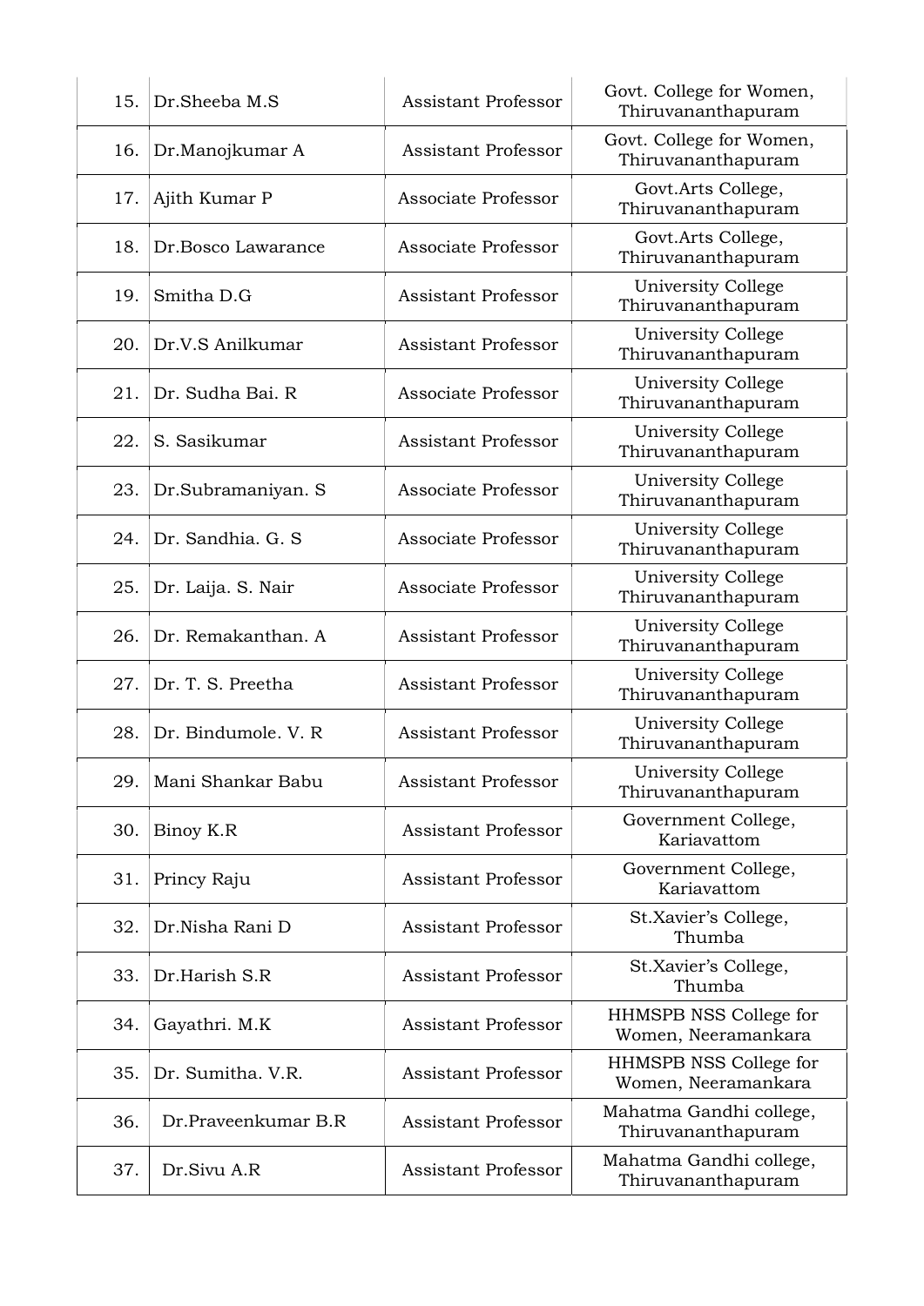| 15. | Dr.Sheeba M.S | Assistant Professor | Govt. College for Women, Thiruvananthapuram |
|---|---|---|---|
| 16. | Dr.Manojkumar A | Assistant Professor | Govt. College for Women, Thiruvananthapuram |
| 17. | Ajith Kumar P | Associate Professor | Govt.Arts College, Thiruvananthapuram |
| 18. | Dr.Bosco Lawarance | Associate Professor | Govt.Arts College, Thiruvananthapuram |
| 19. | Smitha D.G | Assistant Professor | University College Thiruvananthapuram |
| 20. | Dr.V.S Anilkumar | Assistant Professor | University College Thiruvananthapuram |
| 21. | Dr. Sudha Bai. R | Associate Professor | University College Thiruvananthapuram |
| 22. | S. Sasikumar | Assistant Professor | University College Thiruvananthapuram |
| 23. | Dr.Subramaniyan. S | Associate Professor | University College Thiruvananthapuram |
| 24. | Dr. Sandhia. G. S | Associate Professor | University College Thiruvananthapuram |
| 25. | Dr. Laija. S. Nair | Associate Professor | University College Thiruvananthapuram |
| 26. | Dr. Remakanthan. A | Assistant Professor | University College Thiruvananthapuram |
| 27. | Dr. T. S. Preetha | Assistant Professor | University College Thiruvananthapuram |
| 28. | Dr. Bindumole. V. R | Assistant Professor | University College Thiruvananthapuram |
| 29. | Mani Shankar Babu | Assistant Professor | University College Thiruvananthapuram |
| 30. | Binoy K.R | Assistant Professor | Government College, Kariavattom |
| 31. | Princy Raju | Assistant Professor | Government College, Kariavattom |
| 32. | Dr.Nisha Rani D | Assistant Professor | St.Xavier's College, Thumba |
| 33. | Dr.Harish S.R | Assistant Professor | St.Xavier's College, Thumba |
| 34. | Gayathri. M.K | Assistant Professor | HHMSPB NSS College for Women, Neeramankara |
| 35. | Dr. Sumitha. V.R. | Assistant Professor | HHMSPB NSS College for Women, Neeramankara |
| 36. | Dr.Praveenkumar B.R | Assistant Professor | Mahatma Gandhi college, Thiruvananthapuram |
| 37. | Dr.Sivu A.R | Assistant Professor | Mahatma Gandhi college, Thiruvananthapuram |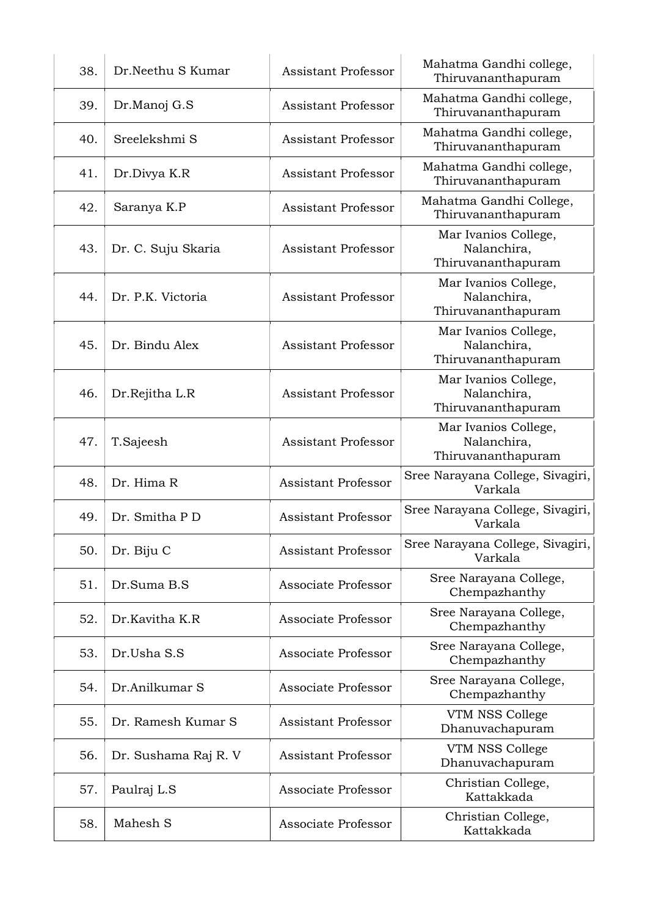| | | | |
|---|---|---|---|
| 38. | Dr.Neethu S Kumar | Assistant Professor | Mahatma Gandhi college, Thiruvananthapuram |
| 39. | Dr.Manoj G.S | Assistant Professor | Mahatma Gandhi college, Thiruvananthapuram |
| 40. | Sreelekshmi S | Assistant Professor | Mahatma Gandhi college, Thiruvananthapuram |
| 41. | Dr.Divya K.R | Assistant Professor | Mahatma Gandhi college, Thiruvananthapuram |
| 42. | Saranya K.P | Assistant Professor | Mahatma Gandhi College, Thiruvananthapuram |
| 43. | Dr. C. Suju Skaria | Assistant Professor | Mar Ivanios College, Nalanchira, Thiruvananthapuram |
| 44. | Dr. P.K. Victoria | Assistant Professor | Mar Ivanios College, Nalanchira, Thiruvananthapuram |
| 45. | Dr. Bindu Alex | Assistant Professor | Mar Ivanios College, Nalanchira, Thiruvananthapuram |
| 46. | Dr.Rejitha L.R | Assistant Professor | Mar Ivanios College, Nalanchira, Thiruvananthapuram |
| 47. | T.Sajeesh | Assistant Professor | Mar Ivanios College, Nalanchira, Thiruvananthapuram |
| 48. | Dr. Hima R | Assistant Professor | Sree Narayana College, Sivagiri, Varkala |
| 49. | Dr. Smitha P D | Assistant Professor | Sree Narayana College, Sivagiri, Varkala |
| 50. | Dr. Biju C | Assistant Professor | Sree Narayana College, Sivagiri, Varkala |
| 51. | Dr.Suma B.S | Associate Professor | Sree Narayana College, Chempazhanthy |
| 52. | Dr.Kavitha K.R | Associate Professor | Sree Narayana College, Chempazhanthy |
| 53. | Dr.Usha S.S | Associate Professor | Sree Narayana College, Chempazhanthy |
| 54. | Dr.Anilkumar S | Associate Professor | Sree Narayana College, Chempazhanthy |
| 55. | Dr. Ramesh Kumar S | Assistant Professor | VTM NSS College Dhanuvachapuram |
| 56. | Dr. Sushama Raj R. V | Assistant Professor | VTM NSS College Dhanuvachapuram |
| 57. | Paulraj L.S | Associate Professor | Christian College, Kattakkada |
| 58. | Mahesh S | Associate Professor | Christian College, Kattakkada |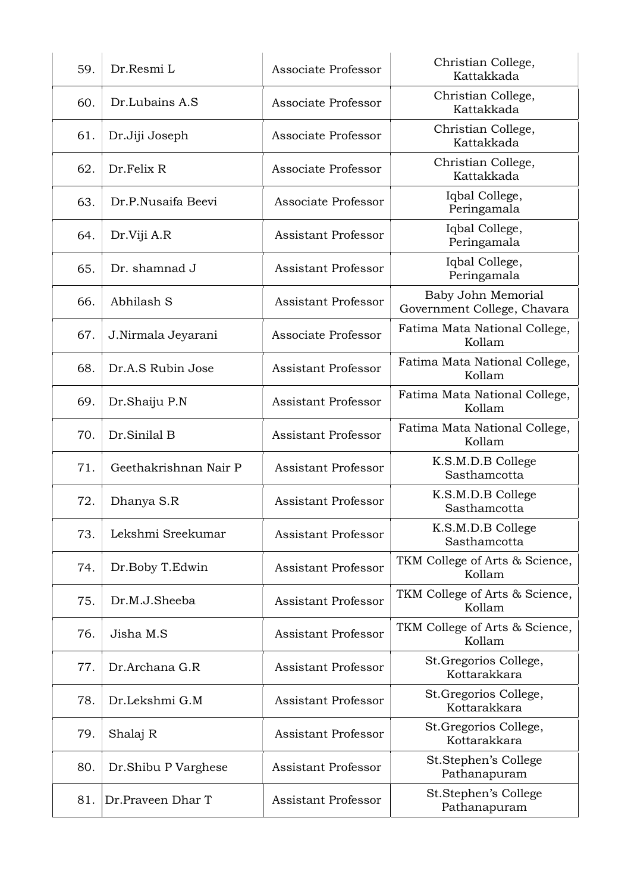| 59. | Dr.Resmi L | Associate Professor | Christian College, Kattakkada |
|---|---|---|---|
| 60. | Dr.Lubains A.S | Associate Professor | Christian College, Kattakkada |
| 61. | Dr.Jiji Joseph | Associate Professor | Christian College, Kattakkada |
| 62. | Dr.Felix R | Associate Professor | Christian College, Kattakkada |
| 63. | Dr.P.Nusaifa Beevi | Associate Professor | Iqbal College, Peringamala |
| 64. | Dr.Viji A.R | Assistant Professor | Iqbal College, Peringamala |
| 65. | Dr. shamnad J | Assistant Professor | Iqbal College, Peringamala |
| 66. | Abhilash S | Assistant Professor | Baby John Memorial Government College, Chavara |
| 67. | J.Nirmala Jeyarani | Associate Professor | Fatima Mata National College, Kollam |
| 68. | Dr.A.S Rubin Jose | Assistant Professor | Fatima Mata National College, Kollam |
| 69. | Dr.Shaiju P.N | Assistant Professor | Fatima Mata National College, Kollam |
| 70. | Dr.Sinilal B | Assistant Professor | Fatima Mata National College, Kollam |
| 71. | Geethakrishnan Nair P | Assistant Professor | K.S.M.D.B College Sasthamcotta |
| 72. | Dhanya S.R | Assistant Professor | K.S.M.D.B College Sasthamcotta |
| 73. | Lekshmi Sreekumar | Assistant Professor | K.S.M.D.B College Sasthamcotta |
| 74. | Dr.Boby T.Edwin | Assistant Professor | TKM College of Arts & Science, Kollam |
| 75. | Dr.M.J.Sheeba | Assistant Professor | TKM College of Arts & Science, Kollam |
| 76. | Jisha M.S | Assistant Professor | TKM College of Arts & Science, Kollam |
| 77. | Dr.Archana G.R | Assistant Professor | St.Gregorios College, Kottarakkara |
| 78. | Dr.Lekshmi G.M | Assistant Professor | St.Gregorios College, Kottarakkara |
| 79. | Shalaj R | Assistant Professor | St.Gregorios College, Kottarakkara |
| 80. | Dr.Shibu P Varghese | Assistant Professor | St.Stephen's College Pathanapuram |
| 81. | Dr.Praveen Dhar T | Assistant Professor | St.Stephen's College Pathanapuram |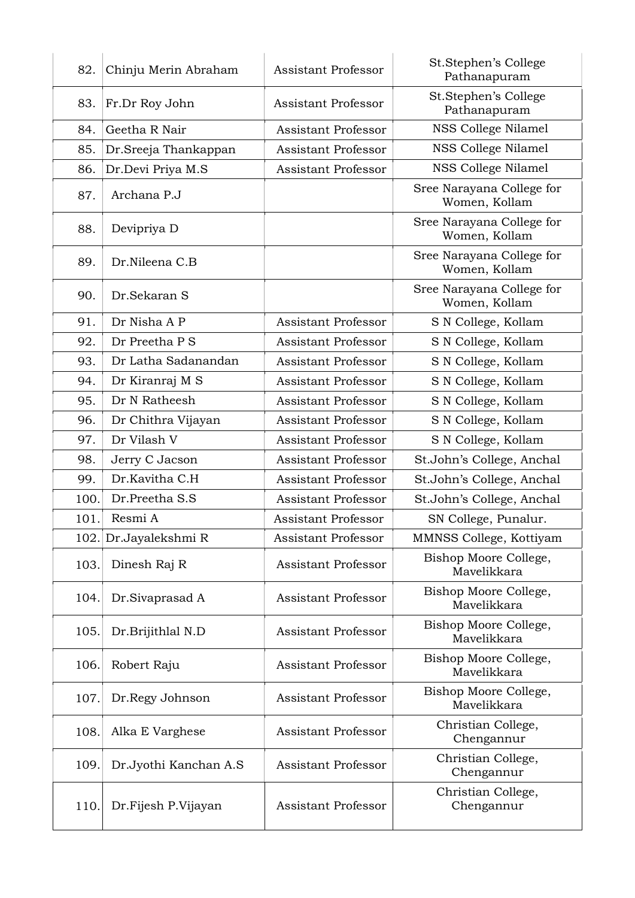| | | | |
|---|---|---|---|
| 82. | Chinju Merin Abraham | Assistant Professor | St.Stephen's College Pathanapuram |
| 83. | Fr.Dr Roy John | Assistant Professor | St.Stephen's College Pathanapuram |
| 84. | Geetha R Nair | Assistant Professor | NSS College Nilamel |
| 85. | Dr.Sreeja Thankappan | Assistant Professor | NSS College Nilamel |
| 86. | Dr.Devi Priya M.S | Assistant Professor | NSS College Nilamel |
| 87. | Archana P.J | | Sree Narayana College for Women, Kollam |
| 88. | Devipriya D | | Sree Narayana College for Women, Kollam |
| 89. | Dr.Nileena C.B | | Sree Narayana College for Women, Kollam |
| 90. | Dr.Sekaran S | | Sree Narayana College for Women, Kollam |
| 91. | Dr Nisha A P | Assistant Professor | S N College, Kollam |
| 92. | Dr Preetha P S | Assistant Professor | S N College, Kollam |
| 93. | Dr Latha Sadanandan | Assistant Professor | S N College, Kollam |
| 94. | Dr Kiranraj M S | Assistant Professor | S N College, Kollam |
| 95. | Dr N Ratheesh | Assistant Professor | S N College, Kollam |
| 96. | Dr Chithra Vijayan | Assistant Professor | S N College, Kollam |
| 97. | Dr Vilash V | Assistant Professor | S N College, Kollam |
| 98. | Jerry C Jacson | Assistant Professor | St.John's College, Anchal |
| 99. | Dr.Kavitha C.H | Assistant Professor | St.John's College, Anchal |
| 100. | Dr.Preetha S.S | Assistant Professor | St.John's College, Anchal |
| 101. | Resmi A | Assistant Professor | SN College, Punalur. |
| 102. | Dr.Jayalekshmi R | Assistant Professor | MMNSS College, Kottiyam |
| 103. | Dinesh Raj R | Assistant Professor | Bishop Moore College, Mavelikkara |
| 104. | Dr.Sivaprasad A | Assistant Professor | Bishop Moore College, Mavelikkara |
| 105. | Dr.Brijithlal N.D | Assistant Professor | Bishop Moore College, Mavelikkara |
| 106. | Robert Raju | Assistant Professor | Bishop Moore College, Mavelikkara |
| 107. | Dr.Regy Johnson | Assistant Professor | Bishop Moore College, Mavelikkara |
| 108. | Alka E Varghese | Assistant Professor | Christian College, Chengannur |
| 109. | Dr.Jyothi Kanchan A.S | Assistant Professor | Christian College, Chengannur |
| 110. | Dr.Fijesh P.Vijayan | Assistant Professor | Christian College, Chengannur |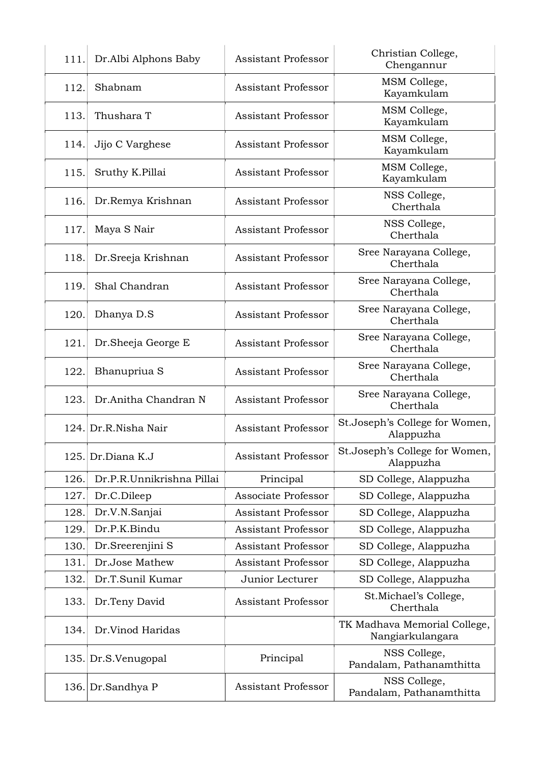| 111. | Dr.Albi Alphons Baby | Assistant Professor | Christian College, Chengannur |
|---|---|---|---|
| 112. | Shabnam | Assistant Professor | MSM College, Kayamkulam |
| 113. | Thushara T | Assistant Professor | MSM College, Kayamkulam |
| 114. | Jijo C Varghese | Assistant Professor | MSM College, Kayamkulam |
| 115. | Sruthy K.Pillai | Assistant Professor | MSM College, Kayamkulam |
| 116. | Dr.Remya Krishnan | Assistant Professor | NSS College, Cherthala |
| 117. | Maya S Nair | Assistant Professor | NSS College, Cherthala |
| 118. | Dr.Sreeja Krishnan | Assistant Professor | Sree Narayana College, Cherthala |
| 119. | Shal Chandran | Assistant Professor | Sree Narayana College, Cherthala |
| 120. | Dhanya D.S | Assistant Professor | Sree Narayana College, Cherthala |
| 121. | Dr.Sheeja George E | Assistant Professor | Sree Narayana College, Cherthala |
| 122. | Bhanupriua S | Assistant Professor | Sree Narayana College, Cherthala |
| 123. | Dr.Anitha Chandran N | Assistant Professor | Sree Narayana College, Cherthala |
| 124. | Dr.R.Nisha Nair | Assistant Professor | St.Joseph's College for Women, Alappuzha |
| 125. | Dr.Diana K.J | Assistant Professor | St.Joseph's College for Women, Alappuzha |
| 126. | Dr.P.R.Unnikrishna Pillai | Principal | SD College, Alappuzha |
| 127. | Dr.C.Dileep | Associate Professor | SD College, Alappuzha |
| 128. | Dr.V.N.Sanjai | Assistant Professor | SD College, Alappuzha |
| 129. | Dr.P.K.Bindu | Assistant Professor | SD College, Alappuzha |
| 130. | Dr.Sreerenjini S | Assistant Professor | SD College, Alappuzha |
| 131. | Dr.Jose Mathew | Assistant Professor | SD College, Alappuzha |
| 132. | Dr.T.Sunil Kumar | Junior Lecturer | SD College, Alappuzha |
| 133. | Dr.Teny David | Assistant Professor | St.Michael's College, Cherthala |
| 134. | Dr.Vinod Haridas | | TK Madhava Memorial College, Nangiarkulangara |
| 135. | Dr.S.Venugopal | Principal | NSS College, Pandalam, Pathanamthitta |
| 136. | Dr.Sandhya P | Assistant Professor | NSS College, Pandalam, Pathanamthitta |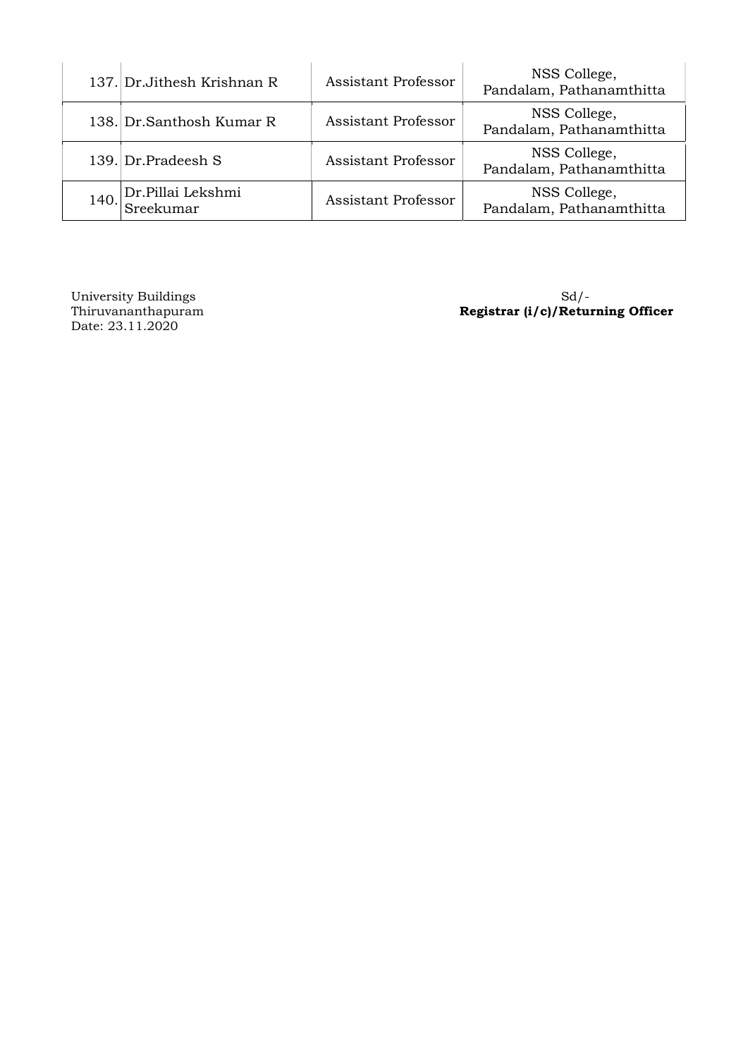| | | | |
|---|---|---|---|
| 137. | Dr.Jithesh Krishnan R | Assistant Professor | NSS College, Pandalam, Pathanamthitta |
| 138. | Dr.Santhosh Kumar R | Assistant Professor | NSS College, Pandalam, Pathanamthitta |
| 139. | Dr.Pradeesh S | Assistant Professor | NSS College, Pandalam, Pathanamthitta |
| 140. | Dr.Pillai Lekshmi Sreekumar | Assistant Professor | NSS College, Pandalam, Pathanamthitta |

University Buildings
Thiruvananthapuram
Date: 23.11.2020

Sd/-
**Registrar (i/c)/Returning Officer**